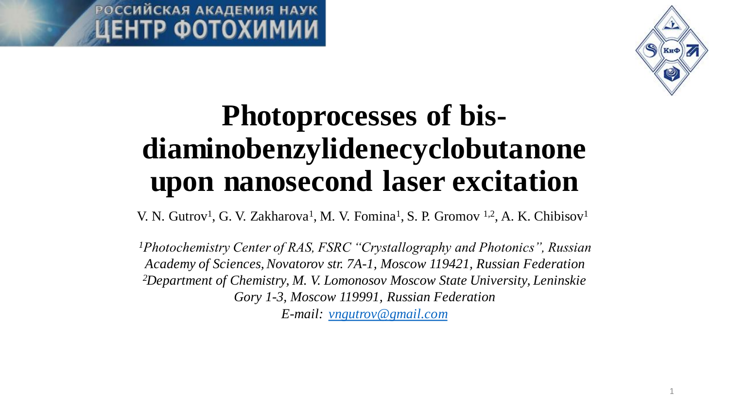РОССИЙСКАЯ АКАДЕМИЯ НАУК
ЦЕНТР ФОТОХИМИИ

# Photoprocesses of bis-diaminobenzylidenecyclobutanone upon nanosecond laser excitation

V. N. Gutrov[1], G. V. Zakharova[1], M. V. Fomina[1], S. P. Gromov [1,2], A. K. Chibisov[1]

*[1]Photochemistry Center of RAS, FSRC "Crystallography and Photonics", Russian Academy of Sciences, Novatorov str. 7A-1, Moscow 119421, Russian Federation*
*[2]Department of Chemistry, M. V. Lomonosov Moscow State University, Leninskie Gory 1-3, Moscow 119991, Russian Federation*
*E-mail: vngutrov@gmail.com*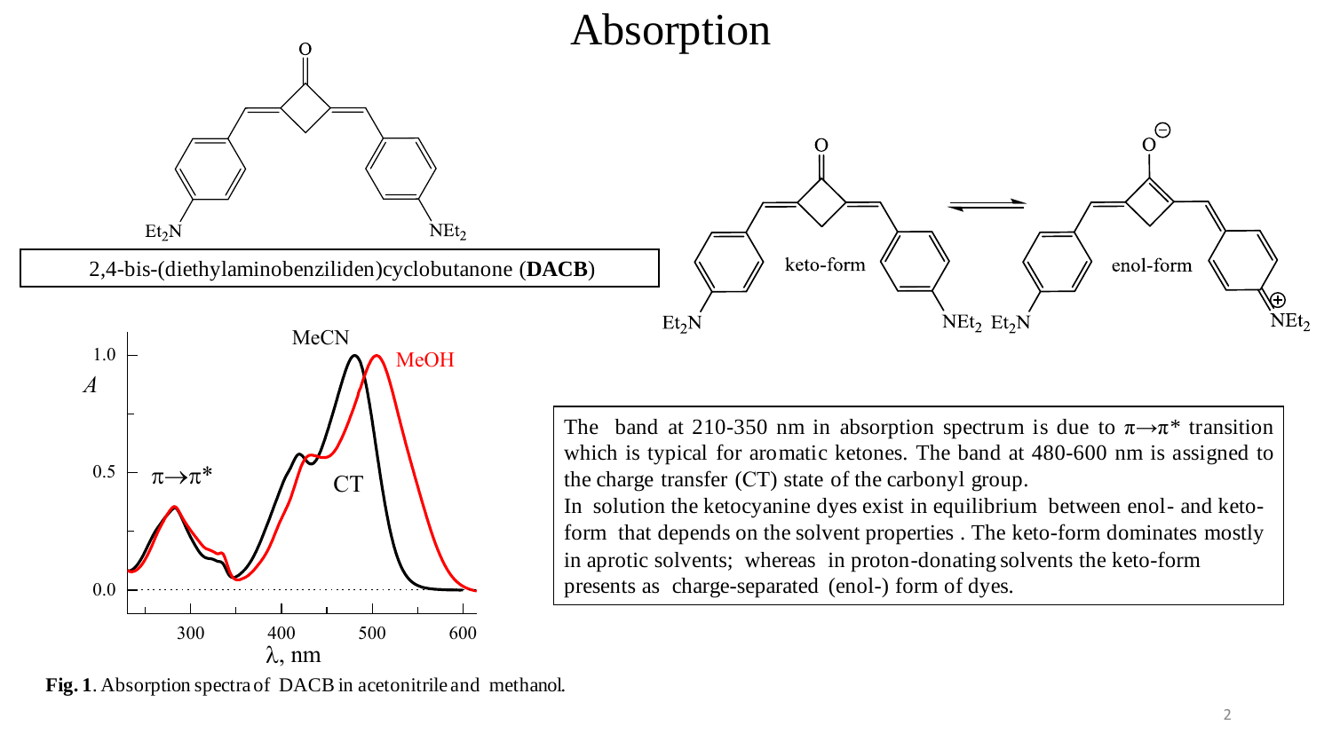# Absorption

2,4-bis-(diethylaminobenziliden)cyclobutanone (**DACB**)

The band at 210-350 nm in absorption spectrum is due to $\pi \rightarrow \pi^*$ transition which is typical for aromatic ketones. The band at 480-600 nm is assigned to the charge transfer (CT) state of the carbonyl group.

In solution the ketocyanine dyes exist in equilibrium between enol- and keto-form that depends on the solvent properties . The keto-form dominates mostly in aprotic solvents; whereas in proton-donating solvents the keto-form presents as charge-separated (enol-) form of dyes.

**Fig. 1**. Absorption spectra of DACB in acetonitrile and methanol.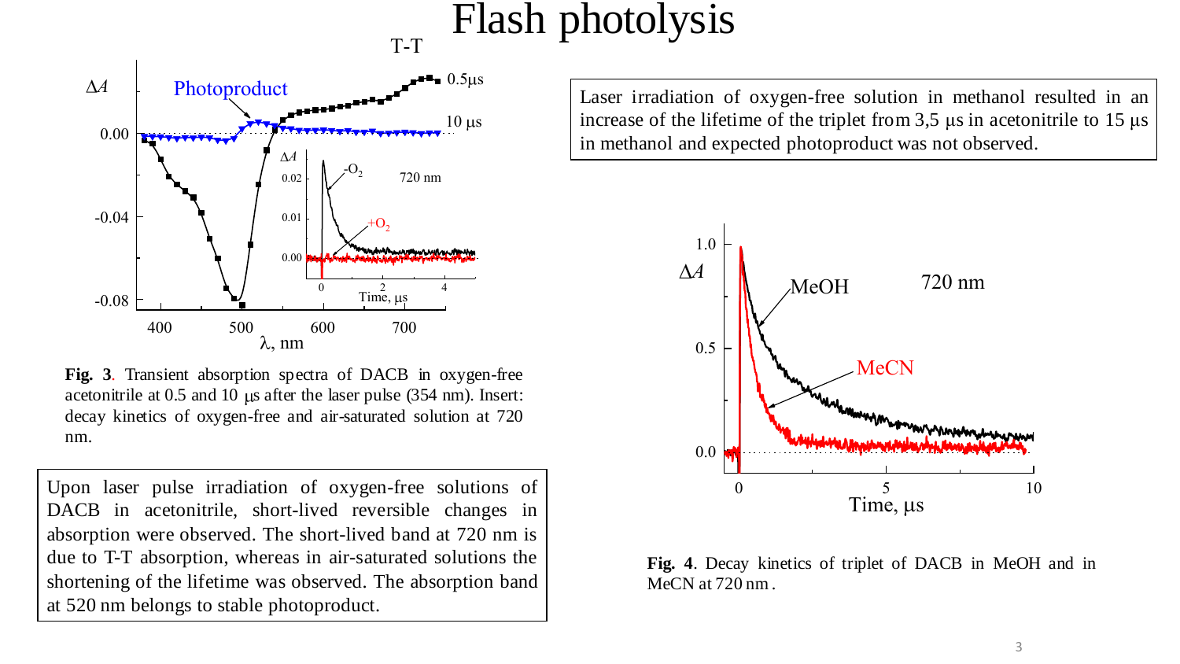# Flash photolysis

**Fig. 3**. Transient absorption spectra of DACB in oxygen-free acetonitrile at 0.5 and 10 μs after the laser pulse (354 nm). Insert: decay kinetics of oxygen-free and air-saturated solution at 720 nm.

Upon laser pulse irradiation of oxygen-free solutions of DACB in acetonitrile, short-lived reversible changes in absorption were observed. The short-lived band at 720 nm is due to T-T absorption, whereas in air-saturated solutions the shortening of the lifetime was observed. The absorption band at 520 nm belongs to stable photoproduct.

Laser irradiation of oxygen-free solution in methanol resulted in an increase of the lifetime of the triplet from 3,5 μs in acetonitrile to 15 μs in methanol and expected photoproduct was not observed.

**Fig. 4**. Decay kinetics of triplet of DACB in MeOH and in MeCN at 720 nm.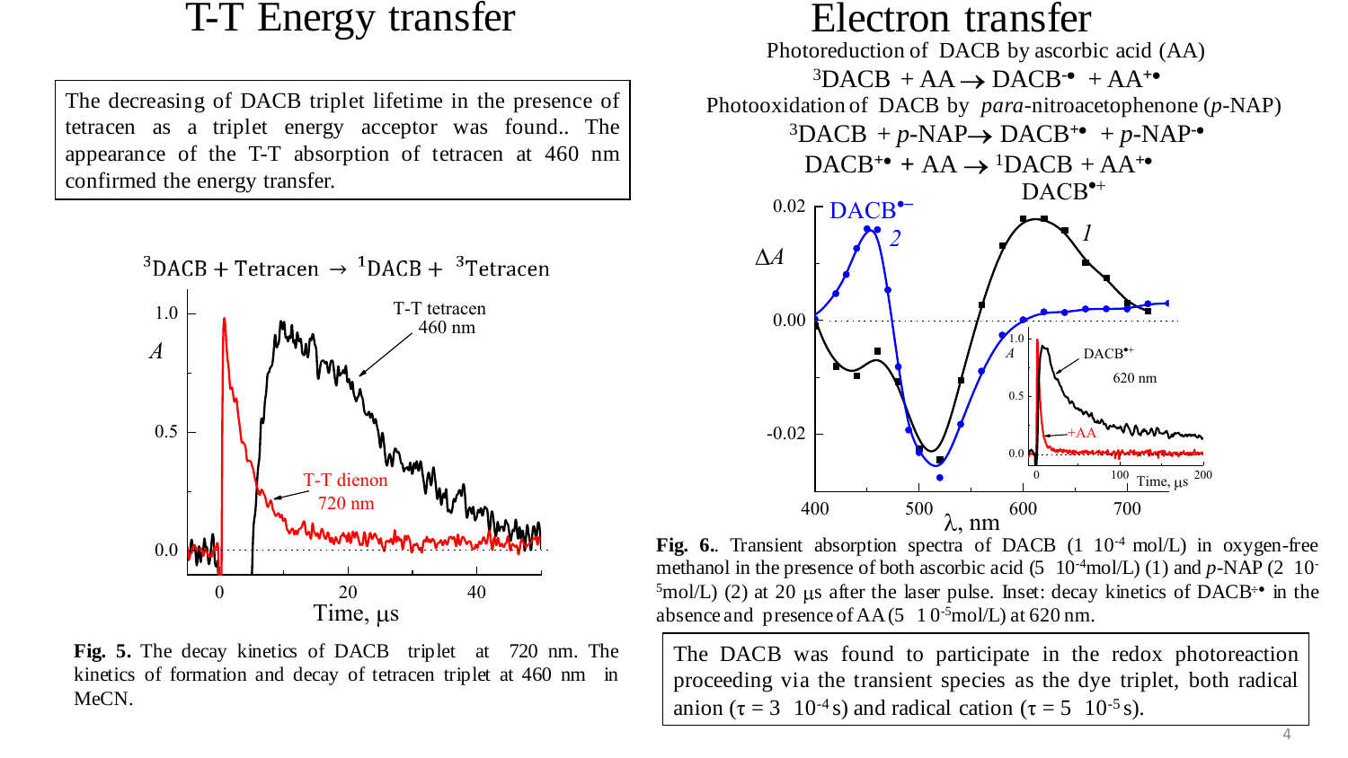# T-T Energy transfer

The decreasing of DACB triplet lifetime in the presence of tetracen as a triplet energy acceptor was found.. The appearance of the T-T absorption of tetracen at 460 nm confirmed the energy transfer.

$$^3DACB + Tetracen \rightarrow {}^1DACB + {}^3Tetracen$$

**Fig. 5.** The decay kinetics of DACB triplet at 720 nm. The kinetics of formation and decay of tetracen triplet at 460 nm in MeCN.

# Electron transfer

Photoreduction of DACB by ascorbic acid (AA)

$$^3DACB + AA \rightarrow DACB^{-\bullet} + AA^{+\bullet}$$

Photooxidation of DACB by *para*-nitroacetophenone (*p*-NAP)

$$^3DACB + p\text{-}NAP \rightarrow DACB^{+\bullet} + p\text{-}NAP^{-\bullet}$$

$$DACB^{+\bullet} + AA \rightarrow {}^1DACB + AA^{+\bullet}$$

**Fig. 6.**. Transient absorption spectra of DACB ($1 \cdot 10^{-4}$ mol/L) in oxygen-free methanol in the presence of both ascorbic acid ($5 \cdot 10^{-4}$mol/L) (1) and *p*-NAP ($2 \cdot 10^{-5}$mol/L) (2) at 20 μs after the laser pulse. Inset: decay kinetics of $DACB^{+\bullet}$ in the absence and presence of AA ($5 \cdot 10^{-5}$mol/L) at 620 nm.

The DACB was found to participate in the redox photoreaction proceeding via the transient species as the dye triplet, both radical anion ($\tau = 3 \cdot 10^{-4}$ s) and radical cation ($\tau = 5 \cdot 10^{-5}$ s).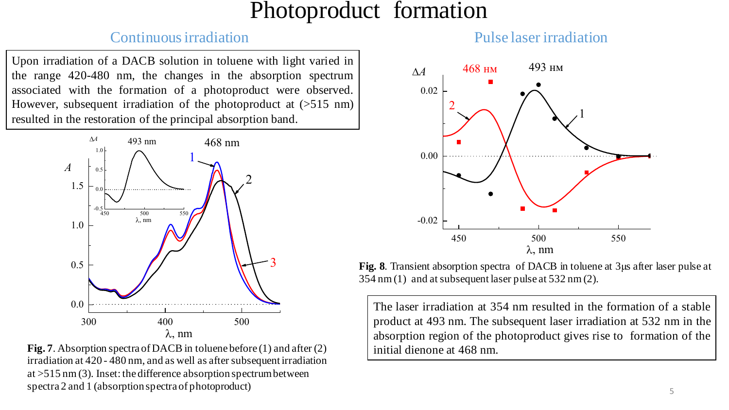# Photoproduct formation

## Continuous irradiation

Upon irradiation of a DACB solution in toluene with light varied in the range 420-480 nm, the changes in the absorption spectrum associated with the formation of a photoproduct were observed. However, subsequent irradiation of the photoproduct at (>515 nm) resulted in the restoration of the principal absorption band.

**Fig. 7**. Absorption spectra of DACB in toluene before (1) and after (2) irradiation at 420 - 480 nm, and as well as after subsequent irradiation at >515 nm (3). Inset: the difference absorption spectrum between spectra 2 and 1 (absorption spectra of photoproduct)

## Pulse laser irradiation

**Fig. 8**. Transient absorption spectra of DACB in toluene at 3μs after laser pulse at 354 nm (1) and at subsequent laser pulse at 532 nm (2).

The laser irradiation at 354 nm resulted in the formation of a stable product at 493 nm. The subsequent laser irradiation at 532 nm in the absorption region of the photoproduct gives rise to formation of the initial dienone at 468 nm.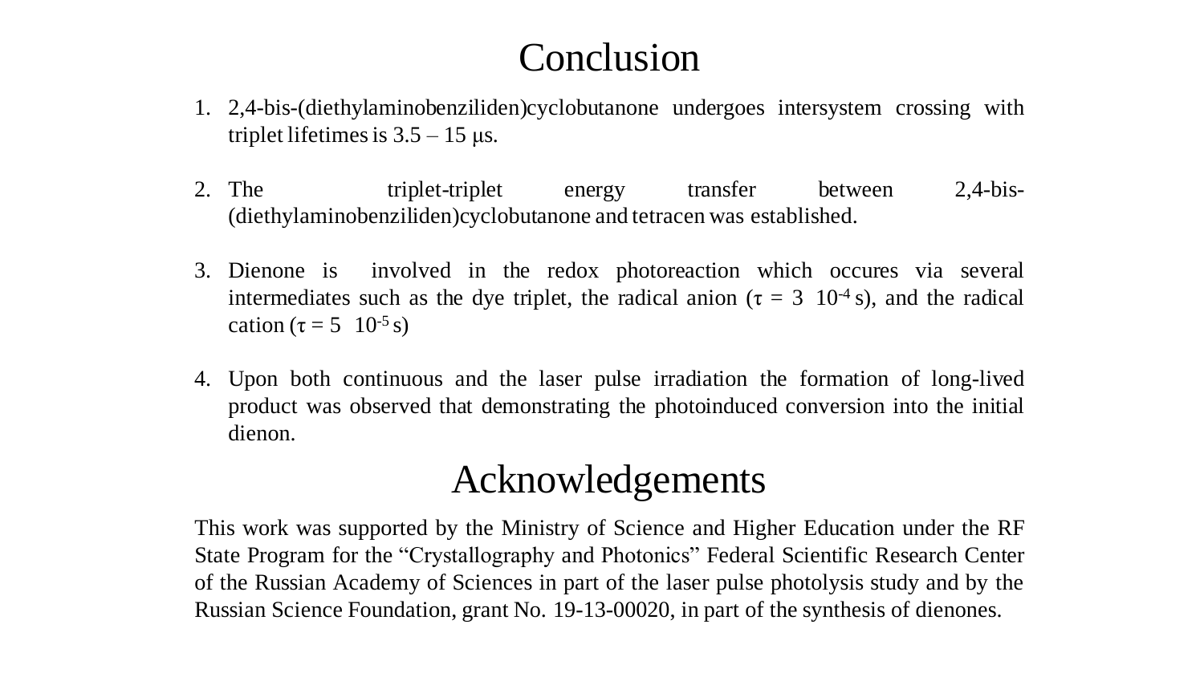# Conclusion

1. 2,4-bis-(diethylaminobenziliden)cyclobutanone undergoes intersystem crossing with triplet lifetimes is 3.5 – 15 μs.

2. The triplet-triplet energy transfer between 2,4-bis-(diethylaminobenziliden)cyclobutanone and tetracen was established.

3. Dienone is involved in the redox photoreaction which occures via several intermediates such as the dye triplet, the radical anion ($\tau = 3\ 10^{-4}$ s), and the radical cation ($\tau = 5\ 10^{-5}$ s)

4. Upon both continuous and the laser pulse irradiation the formation of long-lived product was observed that demonstrating the photoinduced conversion into the initial dienon.

# Acknowledgements

This work was supported by the Ministry of Science and Higher Education under the RF State Program for the "Crystallography and Photonics" Federal Scientific Research Center of the Russian Academy of Sciences in part of the laser pulse photolysis study and by the Russian Science Foundation, grant No. 19-13-00020, in part of the synthesis of dienones.